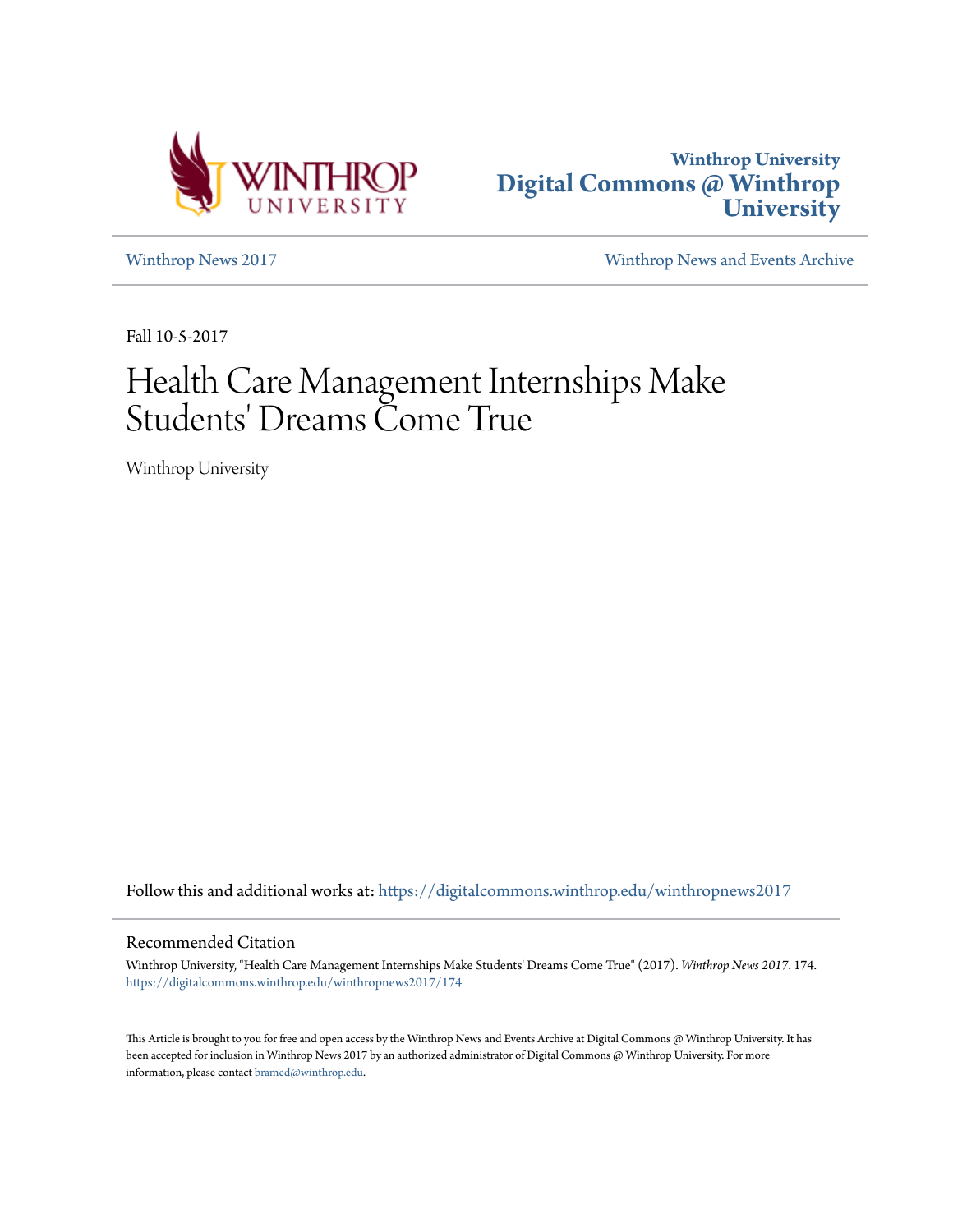Winthrop University
Digital Commons @ Winthrop University

Winthrop News 2017

Winthrop News and Events Archive

Fall 10-5-2017

# Health Care Management Internships Make Students' Dreams Come True

Winthrop University

Follow this and additional works at: https://digitalcommons.winthrop.edu/winthropnews2017

## Recommended Citation

Winthrop University, "Health Care Management Internships Make Students' Dreams Come True" (2017). *Winthrop News 2017*. 174.
https://digitalcommons.winthrop.edu/winthropnews2017/174

This Article is brought to you for free and open access by the Winthrop News and Events Archive at Digital Commons @ Winthrop University. It has been accepted for inclusion in Winthrop News 2017 by an authorized administrator of Digital Commons @ Winthrop University. For more information, please contact bramed@winthrop.edu.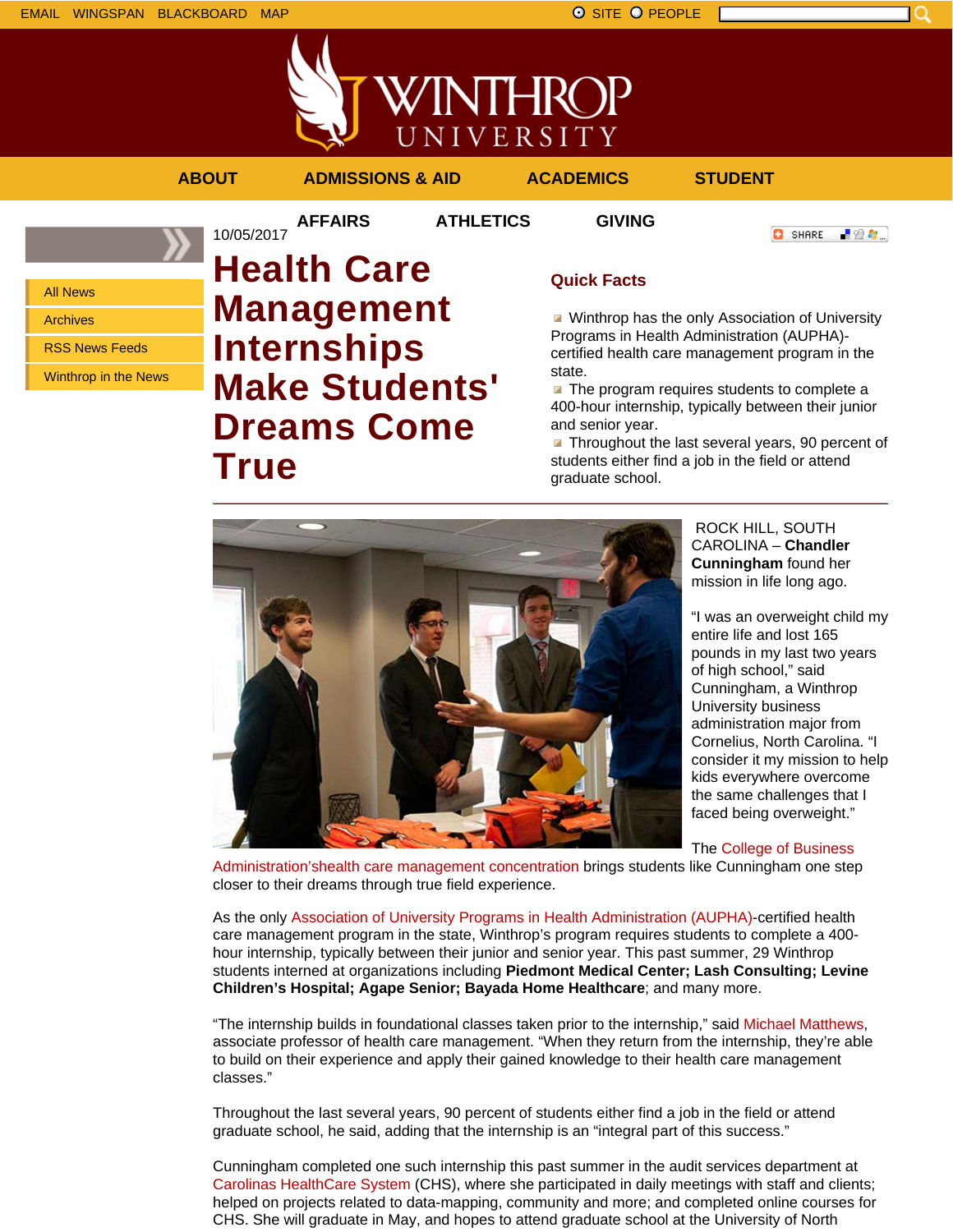EMAIL WINGSPAN BLACKBOARD MAP

SITE PEOPLE

ABOUT ADMISSIONS & AID ACADEMICS STUDENT AFFAIRS ATHLETICS GIVING

- All News
- Archives
- RSS News Feeds
- Winthrop in the News

10/05/2017

# Health Care Management Internships Make Students' Dreams Come True

## Quick Facts

- Winthrop has the only Association of University Programs in Health Administration (AUPHA)-certified health care management program in the state.
- The program requires students to complete a 400-hour internship, typically between their junior and senior year.
- Throughout the last several years, 90 percent of students either find a job in the field or attend graduate school.

ROCK HILL, SOUTH CAROLINA – **Chandler Cunningham** found her mission in life long ago.

"I was an overweight child my entire life and lost 165 pounds in my last two years of high school," said Cunningham, a Winthrop University business administration major from Cornelius, North Carolina. "I consider it my mission to help kids everywhere overcome the same challenges that I faced being overweight."

The College of Business Administration'shealth care management concentration brings students like Cunningham one step closer to their dreams through true field experience.

As the only Association of University Programs in Health Administration (AUPHA)-certified health care management program in the state, Winthrop's program requires students to complete a 400-hour internship, typically between their junior and senior year. This past summer, 29 Winthrop students interned at organizations including **Piedmont Medical Center; Lash Consulting; Levine Children's Hospital; Agape Senior; Bayada Home Healthcare**; and many more.

"The internship builds in foundational classes taken prior to the internship," said Michael Matthews, associate professor of health care management. "When they return from the internship, they're able to build on their experience and apply their gained knowledge to their health care management classes."

Throughout the last several years, 90 percent of students either find a job in the field or attend graduate school, he said, adding that the internship is an "integral part of this success."

Cunningham completed one such internship this past summer in the audit services department at Carolinas HealthCare System (CHS), where she participated in daily meetings with staff and clients; helped on projects related to data-mapping, community and more; and completed online courses for CHS. She will graduate in May, and hopes to attend graduate school at the University of North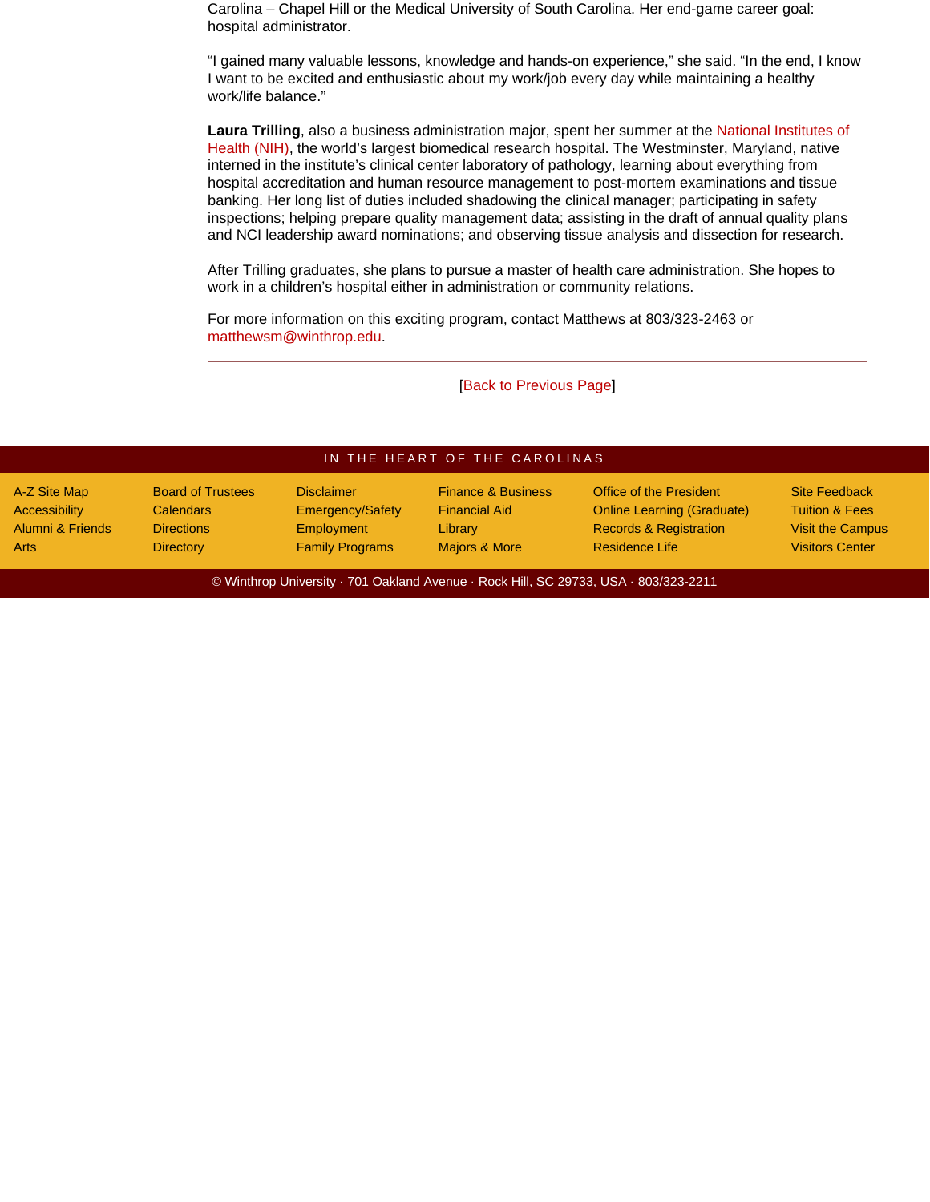Carolina – Chapel Hill or the Medical University of South Carolina. Her end-game career goal: hospital administrator.

“I gained many valuable lessons, knowledge and hands-on experience,” she said. “In the end, I know I want to be excited and enthusiastic about my work/job every day while maintaining a healthy work/life balance.”

**Laura Trilling**, also a business administration major, spent her summer at the National Institutes of Health (NIH), the world’s largest biomedical research hospital. The Westminster, Maryland, native interned in the institute’s clinical center laboratory of pathology, learning about everything from hospital accreditation and human resource management to post-mortem examinations and tissue banking. Her long list of duties included shadowing the clinical manager; participating in safety inspections; helping prepare quality management data; assisting in the draft of annual quality plans and NCI leadership award nominations; and observing tissue analysis and dissection for research.

After Trilling graduates, she plans to pursue a master of health care administration. She hopes to work in a children’s hospital either in administration or community relations.

For more information on this exciting program, contact Matthews at 803/323-2463 or matthewsm@winthrop.edu.

---

[Back to Previous Page]

IN THE HEART OF THE CAROLINAS

A-Z Site Map
Accessibility
Alumni & Friends
Arts
Board of Trustees
Calendars
Directions
Directory
Disclaimer
Emergency/Safety
Employment
Family Programs
Finance & Business
Financial Aid
Library
Majors & More
Office of the President
Online Learning (Graduate)
Records & Registration
Residence Life
Site Feedback
Tuition & Fees
Visit the Campus
Visitors Center

© Winthrop University · 701 Oakland Avenue · Rock Hill, SC 29733, USA · 803/323-2211